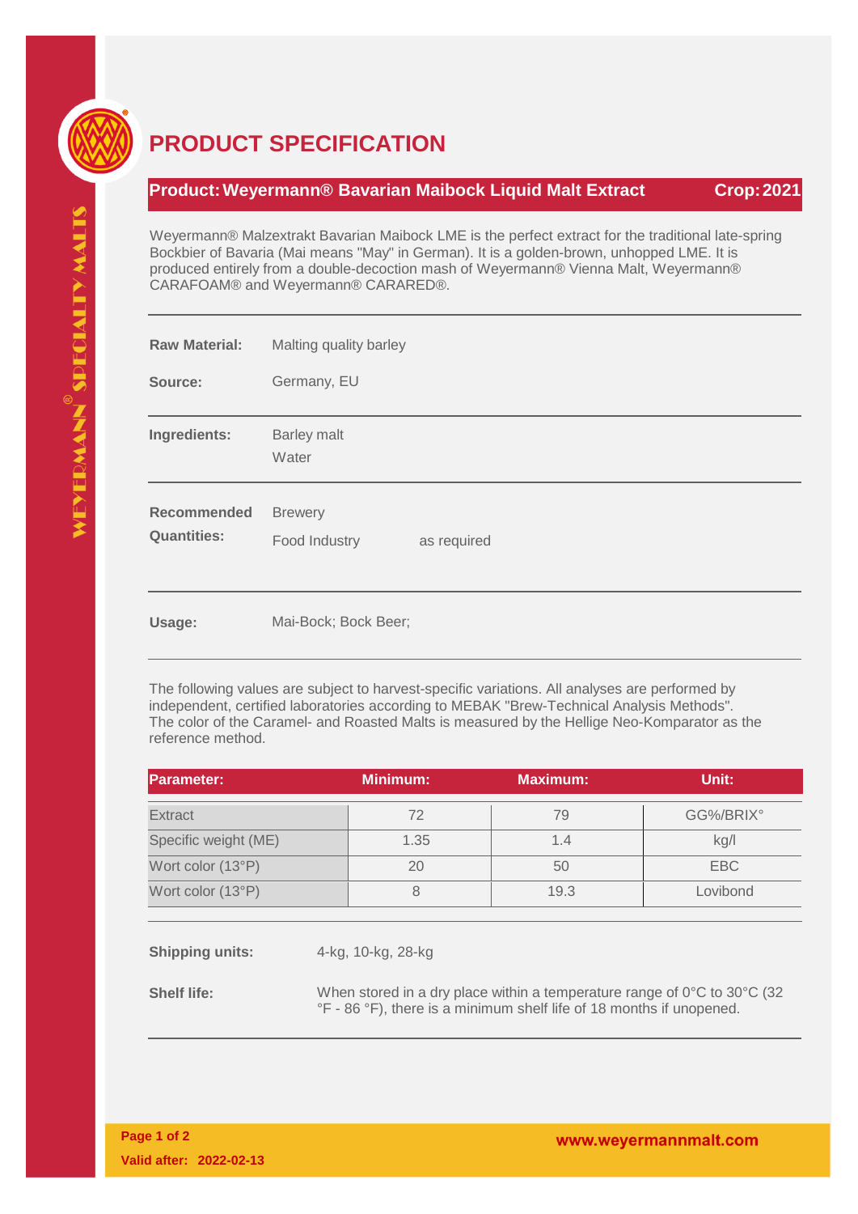# PRODUCT SPECIFICATION

**Product: Weyermann® Bavarian Maibock Liquid Malt Extract** **Crop: 2021**

Weyermann® Malzextrakt Bavarian Maibock LME is the perfect extract for the traditional late-spring Bockbier of Bavaria (Mai means "May" in German). It is a golden-brown, unhopped LME. It is produced entirely from a double-decoction mash of Weyermann® Vienna Malt, Weyermann® CARAFOAM® and Weyermann® CARARED®.

**Raw Material:** Malting quality barley

**Source:** Germany, EU

**Ingredients:** Barley malt
Water

**Recommended Quantities:** Brewery
Food Industry as required

**Usage:** Mai-Bock; Bock Beer;

The following values are subject to harvest-specific variations. All analyses are performed by independent, certified laboratories according to MEBAK "Brew-Technical Analysis Methods". The color of the Caramel- and Roasted Malts is measured by the Hellige Neo-Komparator as the reference method.

| Parameter: | Minimum: | Maximum: | Unit: |
|---|---|---|---|
| Extract | 72 | 79 | GG%/BRIX° |
| Specific weight (ME) | 1.35 | 1.4 | kg/l |
| Wort color (13°P) | 20 | 50 | EBC |
| Wort color (13°P) | 8 | 19.3 | Lovibond |

**Shipping units:** 4-kg, 10-kg, 28-kg

**Shelf life:** When stored in a dry place within a temperature range of 0°C to 30°C (32 °F - 86 °F), there is a minimum shelf life of 18 months if unopened.

Valid after: 2022-02-13

www.weyermannmalt.com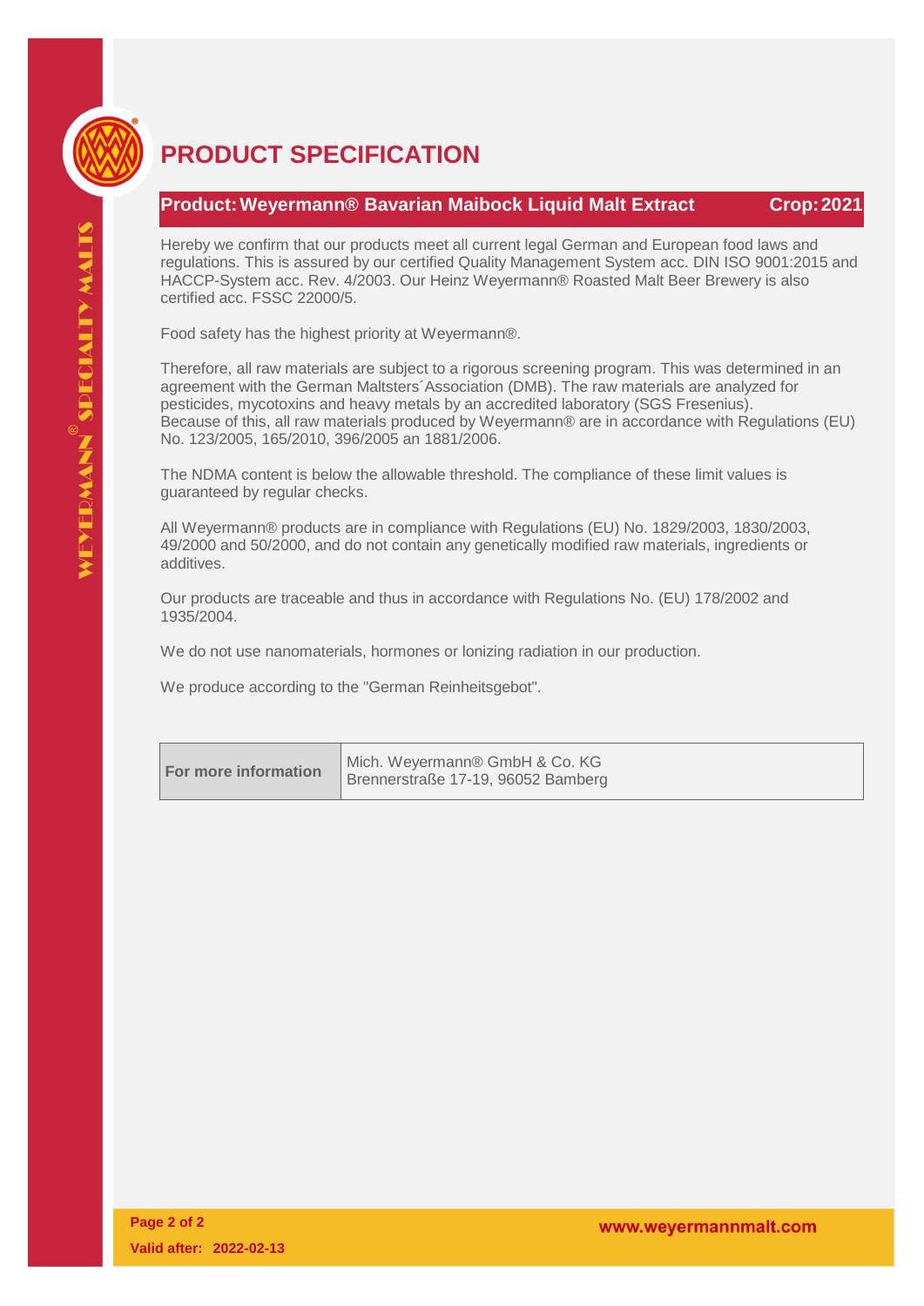# PRODUCT SPECIFICATION

**Product: Weyermann® Bavarian Maibock Liquid Malt Extract** **Crop: 2021**

Hereby we confirm that our products meet all current legal German and European food laws and regulations. This is assured by our certified Quality Management System acc. DIN ISO 9001:2015 and HACCP-System acc. Rev. 4/2003. Our Heinz Weyermann® Roasted Malt Beer Brewery is also certified acc. FSSC 22000/5.

Food safety has the highest priority at Weyermann®.

Therefore, all raw materials are subject to a rigorous screening program. This was determined in an agreement with the German Maltsters´Association (DMB). The raw materials are analyzed for pesticides, mycotoxins and heavy metals by an accredited laboratory (SGS Fresenius). Because of this, all raw materials produced by Weyermann® are in accordance with Regulations (EU) No. 123/2005, 165/2010, 396/2005 an 1881/2006.

The NDMA content is below the allowable threshold. The compliance of these limit values is guaranteed by regular checks.

All Weyermann® products are in compliance with Regulations (EU) No. 1829/2003, 1830/2003, 49/2000 and 50/2000, and do not contain any genetically modified raw materials, ingredients or additives.

Our products are traceable and thus in accordance with Regulations No. (EU) 178/2002 and 1935/2004.

We do not use nanomaterials, hormones or Ionizing radiation in our production.

We produce according to the "German Reinheitsgebot".

| | |
|---|---|
| **For more information** | Mich. Weyermann® GmbH & Co. KG<br>Brennerstraße 17-19, 96052 Bamberg |

**Valid after: 2022-02-13**